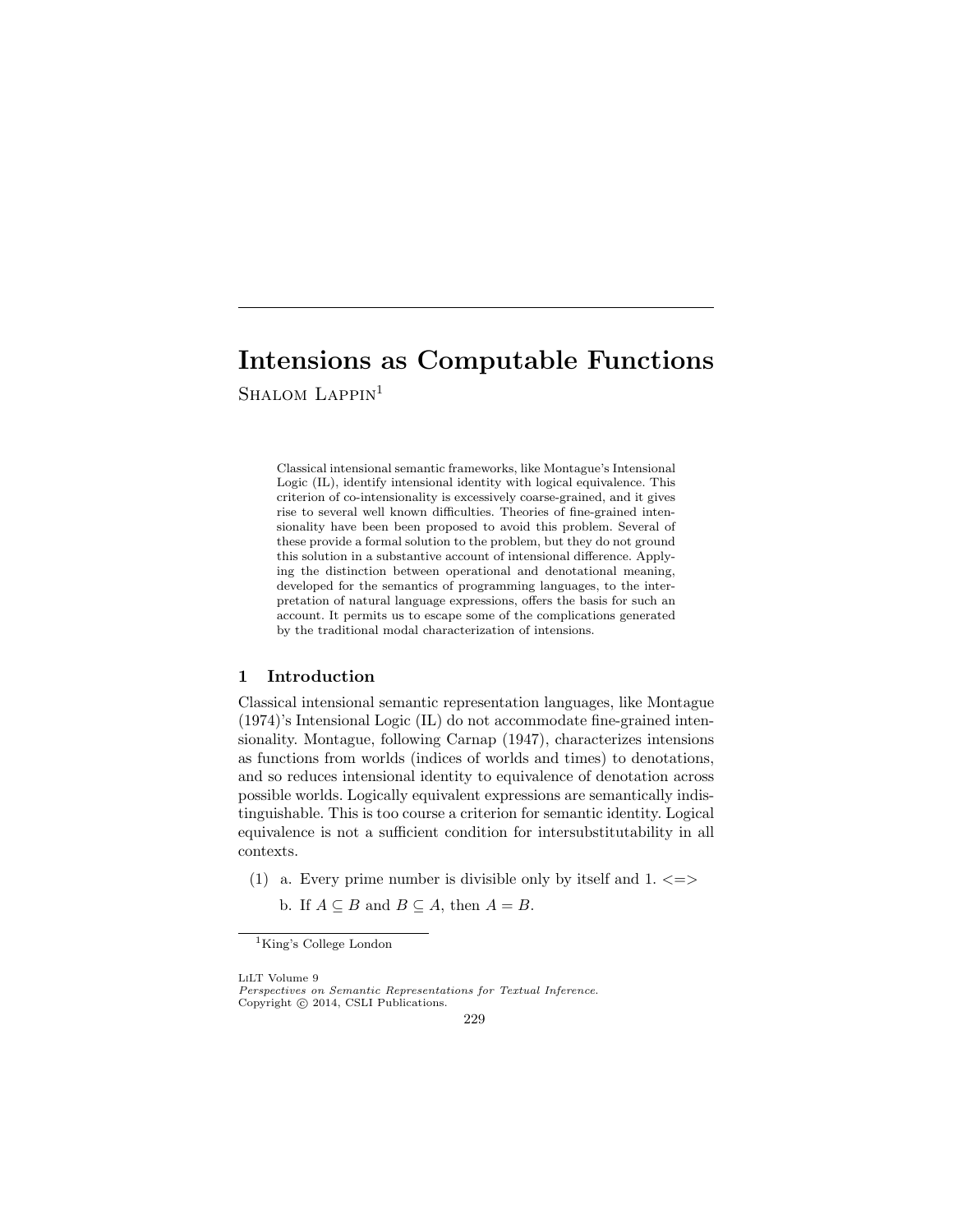# Intensions as Computable Functions

Shalom Lappin[1]

Classical intensional semantic frameworks, like Montague's Intensional Logic (IL), identify intensional identity with logical equivalence. This criterion of co-intensionality is excessively coarse-grained, and it gives rise to several well known difficulties. Theories of fine-grained intensionality have been been proposed to avoid this problem. Several of these provide a formal solution to the problem, but they do not ground this solution in a substantive account of intensional difference. Applying the distinction between operational and denotational meaning, developed for the semantics of programming languages, to the interpretation of natural language expressions, offers the basis for such an account. It permits us to escape some of the complications generated by the traditional modal characterization of intensions.

## 1 Introduction

Classical intensional semantic representation languages, like Montague (1974)'s Intensional Logic (IL) do not accommodate fine-grained intensionality. Montague, following Carnap (1947), characterizes intensions as functions from worlds (indices of worlds and times) to denotations, and so reduces intensional identity to equivalence of denotation across possible worlds. Logically equivalent expressions are semantically indistinguishable. This is too course a criterion for semantic identity. Logical equivalence is not a sufficient condition for intersubstitutability in all contexts.

(1) a. Every prime number is divisible only by itself and 1. <=>

b. If $A \subseteq B$ and $B \subseteq A$, then $A = B$.

[1]King's College London

LiLT Volume 9
*Perspectives on Semantic Representations for Textual Inference.*
Copyright © 2014, CSLI Publications.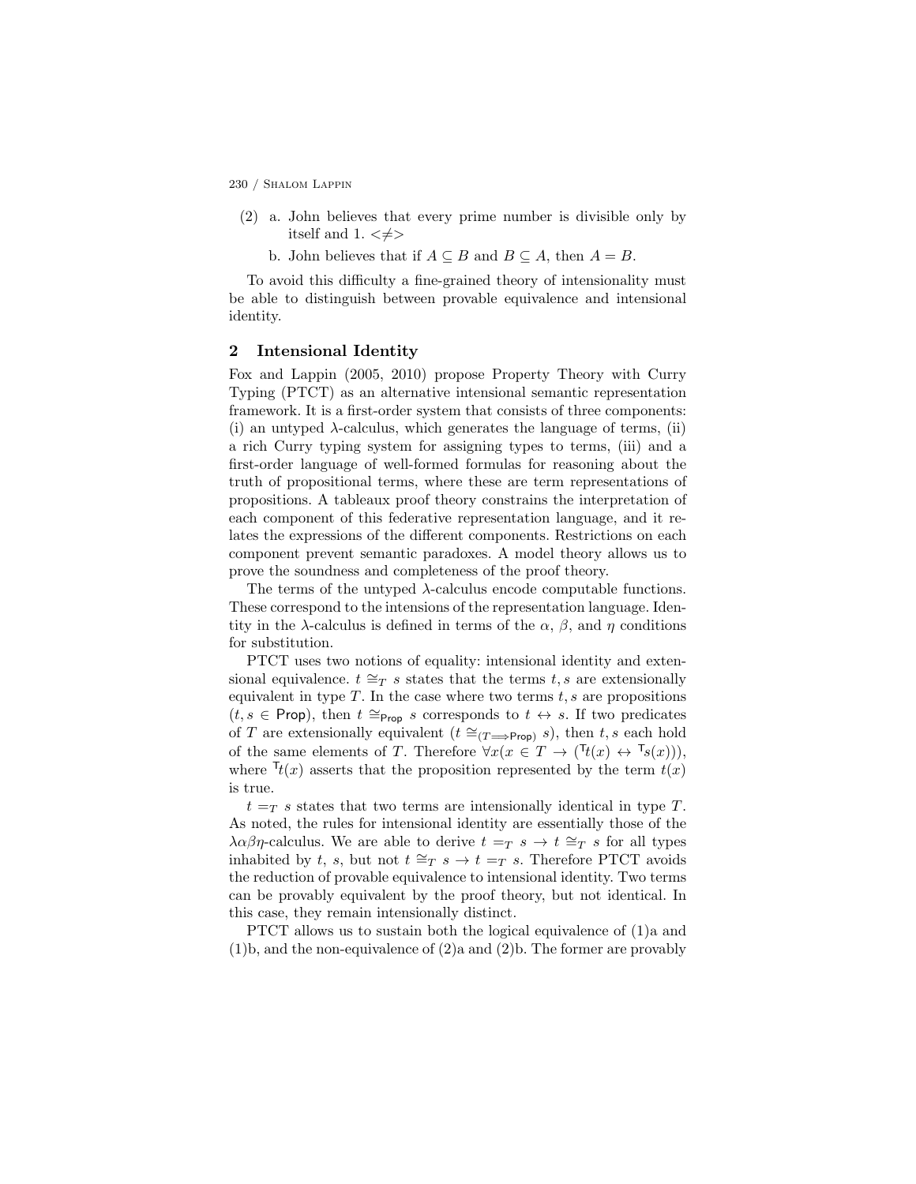(2) a. John believes that every prime number is divisible only by itself and 1. $<\neq>$

b. John believes that if $A \subseteq B$ and $B \subseteq A$, then $A = B$.

To avoid this difficulty a fine-grained theory of intensionality must be able to distinguish between provable equivalence and intensional identity.

## 2 Intensional Identity

Fox and Lappin (2005, 2010) propose Property Theory with Curry Typing (PTCT) as an alternative intensional semantic representation framework. It is a first-order system that consists of three components: (i) an untyped $\lambda$-calculus, which generates the language of terms, (ii) a rich Curry typing system for assigning types to terms, (iii) and a first-order language of well-formed formulas for reasoning about the truth of propositional terms, where these are term representations of propositions. A tableaux proof theory constrains the interpretation of each component of this federative representation language, and it relates the expressions of the different components. Restrictions on each component prevent semantic paradoxes. A model theory allows us to prove the soundness and completeness of the proof theory.

The terms of the untyped $\lambda$-calculus encode computable functions. These correspond to the intensions of the representation language. Identity in the $\lambda$-calculus is defined in terms of the $\alpha$, $\beta$, and $\eta$ conditions for substitution.

PTCT uses two notions of equality: intensional identity and extensional equivalence. $t \cong_T s$ states that the terms $t, s$ are extensionally equivalent in type $T$. In the case where two terms $t, s$ are propositions ($t, s \in \mathsf{Prop}$), then $t \cong_{\mathsf{Prop}} s$ corresponds to $t \leftrightarrow s$. If two predicates of $T$ are extensionally equivalent ($t \cong_{(T \Longrightarrow \mathsf{Prop})} s$), then $t, s$ each hold of the same elements of $T$. Therefore $\forall x(x \in T \rightarrow ({}^{\mathsf{T}}t(x) \leftrightarrow {}^{\mathsf{T}}s(x)))$, where ${}^{\mathsf{T}}t(x)$ asserts that the proposition represented by the term $t(x)$ is true.

$t =_T s$ states that two terms are intensionally identical in type $T$. As noted, the rules for intensional identity are essentially those of the $\lambda\alpha\beta\eta$-calculus. We are able to derive $t =_T s \rightarrow t \cong_T s$ for all types inhabited by $t$, $s$, but not $t \cong_T s \rightarrow t =_T s$. Therefore PTCT avoids the reduction of provable equivalence to intensional identity. Two terms can be provably equivalent by the proof theory, but not identical. In this case, they remain intensionally distinct.

PTCT allows us to sustain both the logical equivalence of (1)a and (1)b, and the non-equivalence of (2)a and (2)b. The former are provably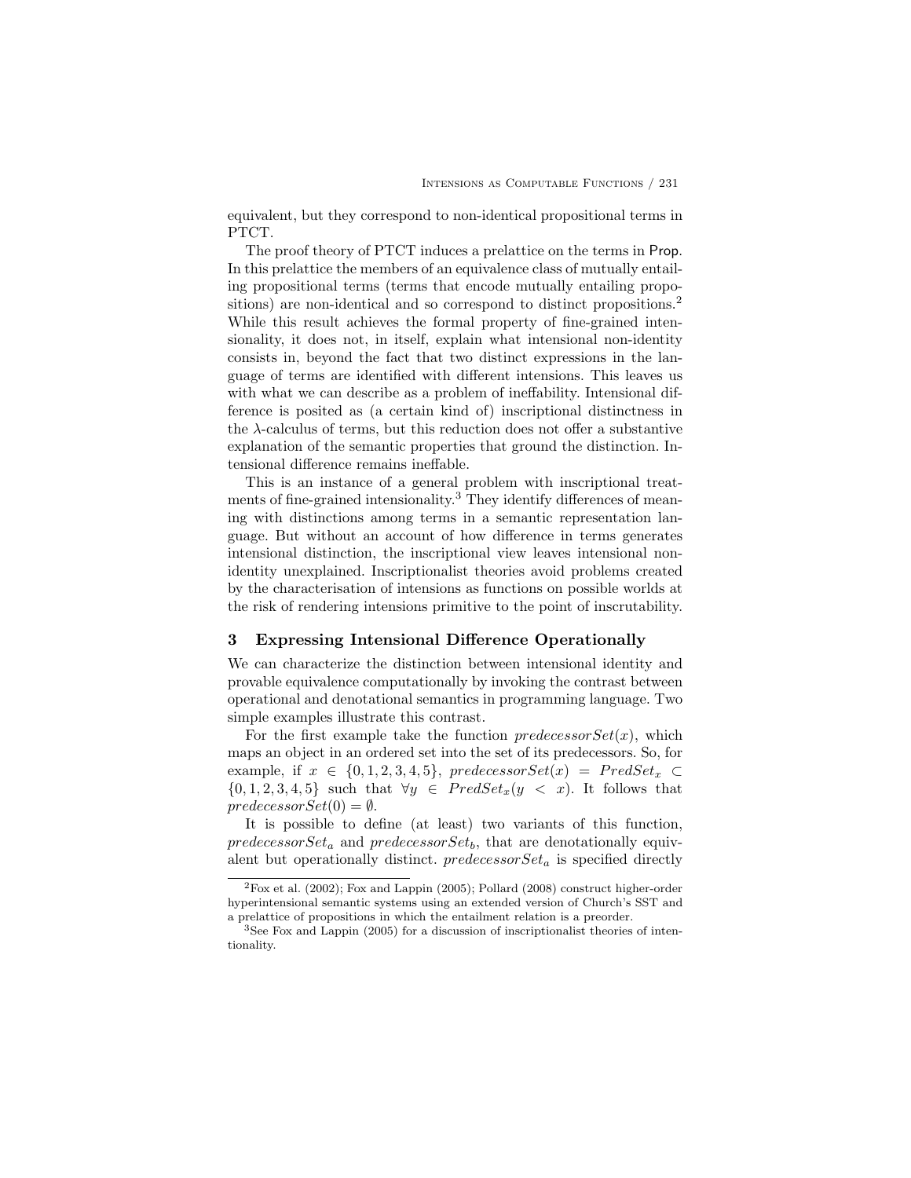equivalent, but they correspond to non-identical propositional terms in PTCT.

The proof theory of PTCT induces a prelattice on the terms in Prop. In this prelattice the members of an equivalence class of mutually entailing propositional terms (terms that encode mutually entailing propositions) are non-identical and so correspond to distinct propositions.[2] While this result achieves the formal property of fine-grained intensionality, it does not, in itself, explain what intensional non-identity consists in, beyond the fact that two distinct expressions in the language of terms are identified with different intensions. This leaves us with what we can describe as a problem of ineffability. Intensional difference is posited as (a certain kind of) inscriptional distinctness in the $\lambda$-calculus of terms, but this reduction does not offer a substantive explanation of the semantic properties that ground the distinction. Intensional difference remains ineffable.

This is an instance of a general problem with inscriptional treatments of fine-grained intensionality.[3] They identify differences of meaning with distinctions among terms in a semantic representation language. But without an account of how difference in terms generates intensional distinction, the inscriptional view leaves intensional non-identity unexplained. Inscriptionalist theories avoid problems created by the characterisation of intensions as functions on possible worlds at the risk of rendering intensions primitive to the point of inscrutability.

## 3 Expressing Intensional Difference Operationally

We can characterize the distinction between intensional identity and provable equivalence computationally by invoking the contrast between operational and denotational semantics in programming language. Two simple examples illustrate this contrast.

For the first example take the function $predecessorSet(x)$, which maps an object in an ordered set into the set of its predecessors. So, for example, if $x \in \{0, 1, 2, 3, 4, 5\}$, $predecessorSet(x) = PredSet_x \subset \{0, 1, 2, 3, 4, 5\}$ such that $\forall y \in PredSet_x(y < x)$. It follows that $predecessorSet(0) = \emptyset$.

It is possible to define (at least) two variants of this function, $predecessorSet_a$ and $predecessorSet_b$, that are denotationally equivalent but operationally distinct. $predecessorSet_a$ is specified directly

[2] Fox et al. (2002); Fox and Lappin (2005); Pollard (2008) construct higher-order hyperintensional semantic systems using an extended version of Church's SST and a prelattice of propositions in which the entailment relation is a preorder.

[3] See Fox and Lappin (2005) for a discussion of inscriptionalist theories of intentionality.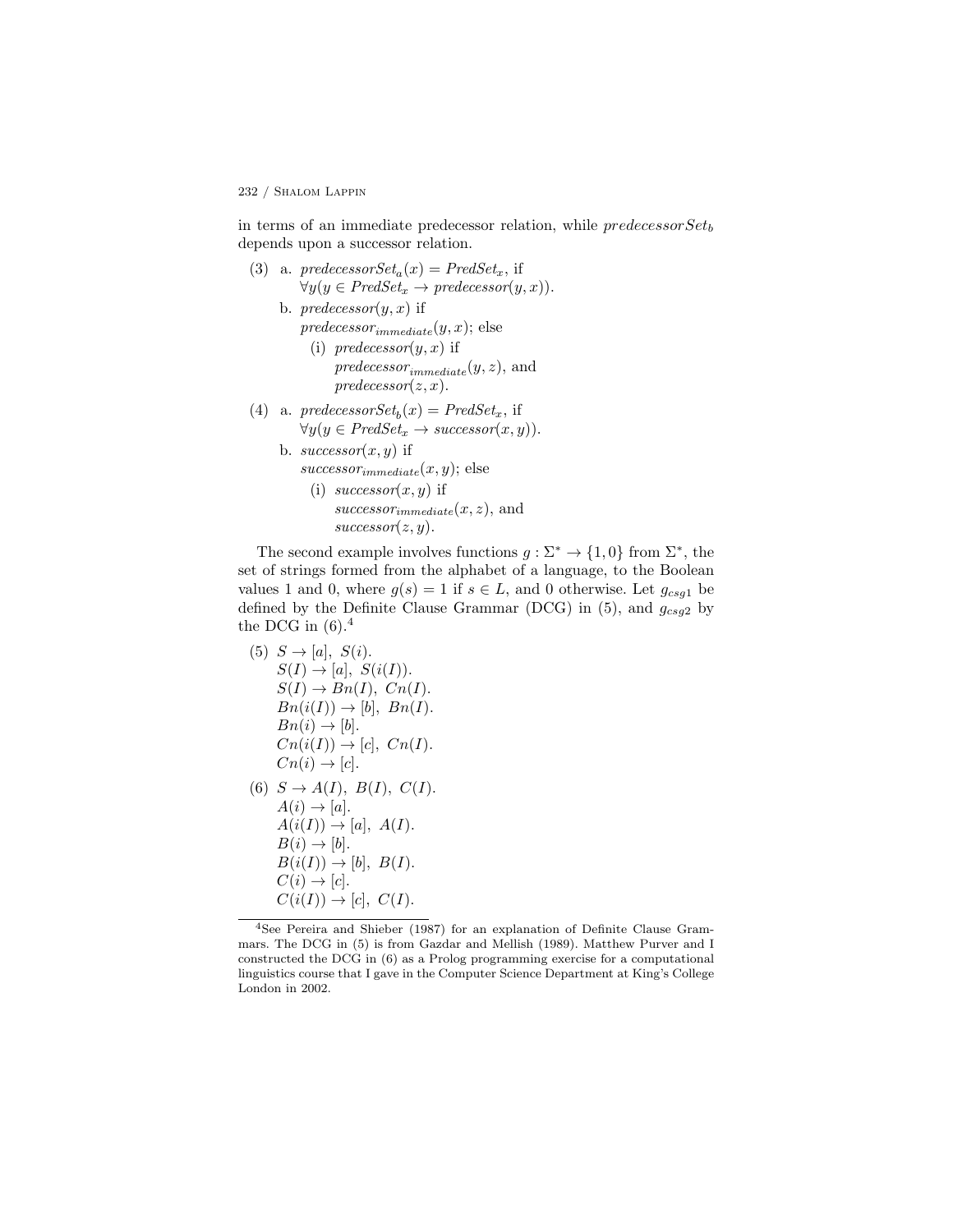in terms of an immediate predecessor relation, while $predecessorSet_b$ depends upon a successor relation.

(3) a. $predecessorSet_a(x) = PredSet_x$, if $\forall y(y \in PredSet_x \rightarrow predecessor(y, x))$.

b. $predecessor(y, x)$ if $predecessor_{immediate}(y, x)$; else

(i) $predecessor(y, x)$ if $predecessor_{immediate}(y, z)$, and $predecessor(z, x)$.

(4) a. $predecessorSet_b(x) = PredSet_x$, if $\forall y(y \in PredSet_x \rightarrow successor(x, y))$.

b. $successor(x, y)$ if $successor_{immediate}(x, y)$; else

(i) $successor(x, y)$ if $successor_{immediate}(x, z)$, and $successor(z, y)$.

The second example involves functions $g : \Sigma^* \rightarrow \{1, 0\}$ from $\Sigma^*$, the set of strings formed from the alphabet of a language, to the Boolean values 1 and 0, where $g(s) = 1$ if $s \in L$, and 0 otherwise. Let $g_{csg1}$ be defined by the Definite Clause Grammar (DCG) in (5), and $g_{csg2}$ by the DCG in (6).[4]

(5)
$S \rightarrow [a],\ S(i).$
$S(I) \rightarrow [a],\ S(i(I)).$
$S(I) \rightarrow Bn(I),\ Cn(I).$
$Bn(i(I)) \rightarrow [b],\ Bn(I).$
$Bn(i) \rightarrow [b].$
$Cn(i(I)) \rightarrow [c],\ Cn(I).$
$Cn(i) \rightarrow [c].$

(6)
$S \rightarrow A(I),\ B(I),\ C(I).$
$A(i) \rightarrow [a].$
$A(i(I)) \rightarrow [a],\ A(I).$
$B(i) \rightarrow [b].$
$B(i(I)) \rightarrow [b],\ B(I).$
$C(i) \rightarrow [c].$
$C(i(I)) \rightarrow [c],\ C(I).$

[4] See Pereira and Shieber (1987) for an explanation of Definite Clause Grammars. The DCG in (5) is from Gazdar and Mellish (1989). Matthew Purver and I constructed the DCG in (6) as a Prolog programming exercise for a computational linguistics course that I gave in the Computer Science Department at King's College London in 2002.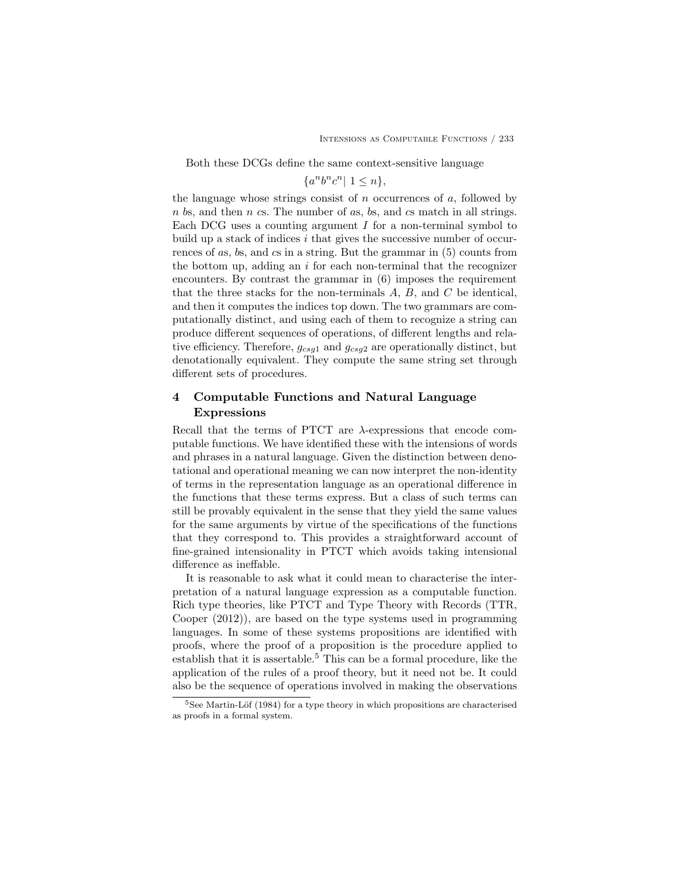Both these DCGs define the same context-sensitive language

$$\{a^n b^n c^n | \ 1 \leq n\},$$

the language whose strings consist of $n$ occurrences of $a$, followed by $n$ *b*s, and then $n$ *c*s. The number of *a*s, *b*s, and *c*s match in all strings. Each DCG uses a counting argument $I$ for a non-terminal symbol to build up a stack of indices $i$ that gives the successive number of occurrences of *a*s, *b*s, and *c*s in a string. But the grammar in (5) counts from the bottom up, adding an $i$ for each non-terminal that the recognizer encounters. By contrast the grammar in (6) imposes the requirement that the three stacks for the non-terminals $A$, $B$, and $C$ be identical, and then it computes the indices top down. The two grammars are computationally distinct, and using each of them to recognize a string can produce different sequences of operations, of different lengths and relative efficiency. Therefore, $g_{csg1}$ and $g_{csg2}$ are operationally distinct, but denotationally equivalent. They compute the same string set through different sets of procedures.

## 4 Computable Functions and Natural Language Expressions

Recall that the terms of PTCT are $\lambda$-expressions that encode computable functions. We have identified these with the intensions of words and phrases in a natural language. Given the distinction between denotational and operational meaning we can now interpret the non-identity of terms in the representation language as an operational difference in the functions that these terms express. But a class of such terms can still be provably equivalent in the sense that they yield the same values for the same arguments by virtue of the specifications of the functions that they correspond to. This provides a straightforward account of fine-grained intensionality in PTCT which avoids taking intensional difference as ineffable.

It is reasonable to ask what it could mean to characterise the interpretation of a natural language expression as a computable function. Rich type theories, like PTCT and Type Theory with Records (TTR, Cooper (2012)), are based on the type systems used in programming languages. In some of these systems propositions are identified with proofs, where the proof of a proposition is the procedure applied to establish that it is assertable.[5] This can be a formal procedure, like the application of the rules of a proof theory, but it need not be. It could also be the sequence of operations involved in making the observations

[5] See Martin-Löf (1984) for a type theory in which propositions are characterised as proofs in a formal system.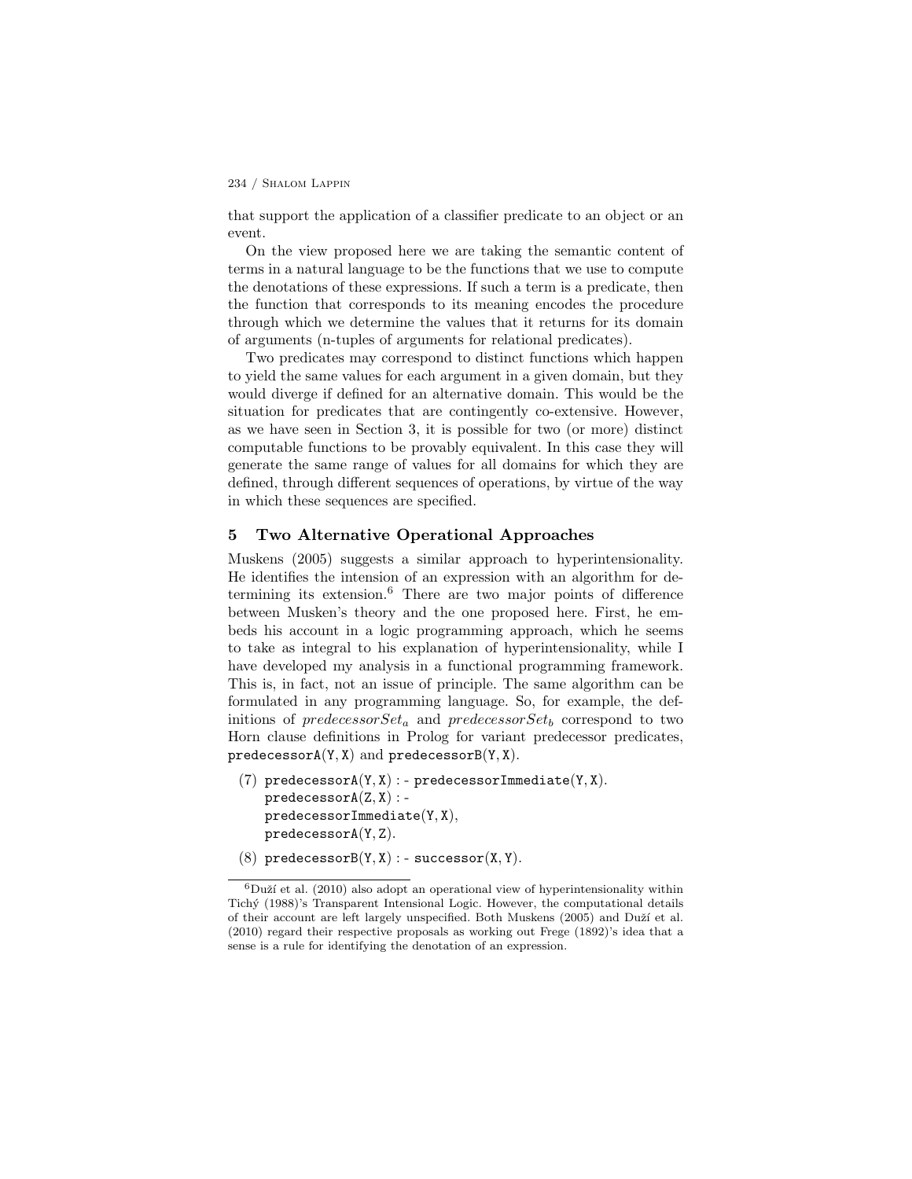that support the application of a classifier predicate to an object or an event.

On the view proposed here we are taking the semantic content of terms in a natural language to be the functions that we use to compute the denotations of these expressions. If such a term is a predicate, then the function that corresponds to its meaning encodes the procedure through which we determine the values that it returns for its domain of arguments (n-tuples of arguments for relational predicates).

Two predicates may correspond to distinct functions which happen to yield the same values for each argument in a given domain, but they would diverge if defined for an alternative domain. This would be the situation for predicates that are contingently co-extensive. However, as we have seen in Section 3, it is possible for two (or more) distinct computable functions to be provably equivalent. In this case they will generate the same range of values for all domains for which they are defined, through different sequences of operations, by virtue of the way in which these sequences are specified.

## 5 Two Alternative Operational Approaches

Muskens (2005) suggests a similar approach to hyperintensionality. He identifies the intension of an expression with an algorithm for determining its extension.[6] There are two major points of difference between Musken's theory and the one proposed here. First, he embeds his account in a logic programming approach, which he seems to take as integral to his explanation of hyperintensionality, while I have developed my analysis in a functional programming framework. This is, in fact, not an issue of principle. The same algorithm can be formulated in any programming language. So, for example, the definitions of $predecessorSet_a$ and $predecessorSet_b$ correspond to two Horn clause definitions in Prolog for variant predecessor predicates, `predecessorA(Y, X)` and `predecessorB(Y, X)`.

(7)
```
predecessorA(Y, X) :- predecessorImmediate(Y, X).
predecessorA(Z, X) :-
predecessorImmediate(Y, X),
predecessorA(Y, Z).
```

(8)
```
predecessorB(Y, X) :- successor(X, Y).
```

[6] Duží et al. (2010) also adopt an operational view of hyperintensionality within Tichý (1988)'s Transparent Intensional Logic. However, the computational details of their account are left largely unspecified. Both Muskens (2005) and Duží et al. (2010) regard their respective proposals as working out Frege (1892)'s idea that a sense is a rule for identifying the denotation of an expression.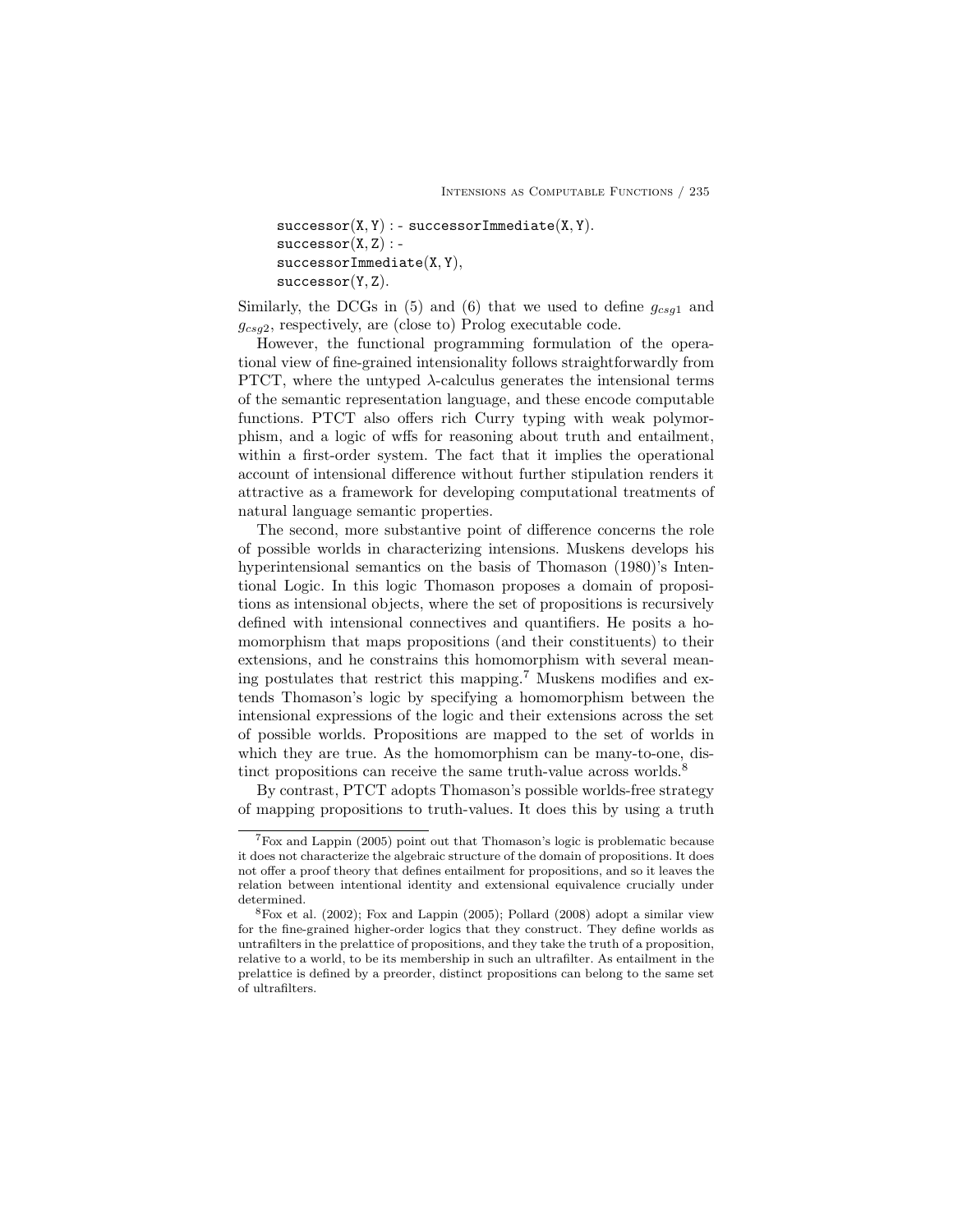```
successor(X,Y) :- successorImmediate(X,Y).
successor(X,Z) :-
successorImmediate(X,Y),
successor(Y,Z).
```

Similarly, the DCGs in (5) and (6) that we used to define $g_{csg1}$ and $g_{csg2}$, respectively, are (close to) Prolog executable code.

However, the functional programming formulation of the operational view of fine-grained intensionality follows straightforwardly from PTCT, where the untyped $\lambda$-calculus generates the intensional terms of the semantic representation language, and these encode computable functions. PTCT also offers rich Curry typing with weak polymorphism, and a logic of wffs for reasoning about truth and entailment, within a first-order system. The fact that it implies the operational account of intensional difference without further stipulation renders it attractive as a framework for developing computational treatments of natural language semantic properties.

The second, more substantive point of difference concerns the role of possible worlds in characterizing intensions. Muskens develops his hyperintensional semantics on the basis of Thomason (1980)'s Intentional Logic. In this logic Thomason proposes a domain of propositions as intensional objects, where the set of propositions is recursively defined with intensional connectives and quantifiers. He posits a homomorphism that maps propositions (and their constituents) to their extensions, and he constrains this homomorphism with several meaning postulates that restrict this mapping.[7] Muskens modifies and extends Thomason's logic by specifying a homomorphism between the intensional expressions of the logic and their extensions across the set of possible worlds. Propositions are mapped to the set of worlds in which they are true. As the homomorphism can be many-to-one, distinct propositions can receive the same truth-value across worlds.[8]

By contrast, PTCT adopts Thomason's possible worlds-free strategy of mapping propositions to truth-values. It does this by using a truth

[7] Fox and Lappin (2005) point out that Thomason's logic is problematic because it does not characterize the algebraic structure of the domain of propositions. It does not offer a proof theory that defines entailment for propositions, and so it leaves the relation between intentional identity and extensional equivalence crucially under determined.

[8] Fox et al. (2002); Fox and Lappin (2005); Pollard (2008) adopt a similar view for the fine-grained higher-order logics that they construct. They define worlds as untrafilters in the prelattice of propositions, and they take the truth of a proposition, relative to a world, to be its membership in such an ultrafilter. As entailment in the prelattice is defined by a preorder, distinct propositions can belong to the same set of ultrafilters.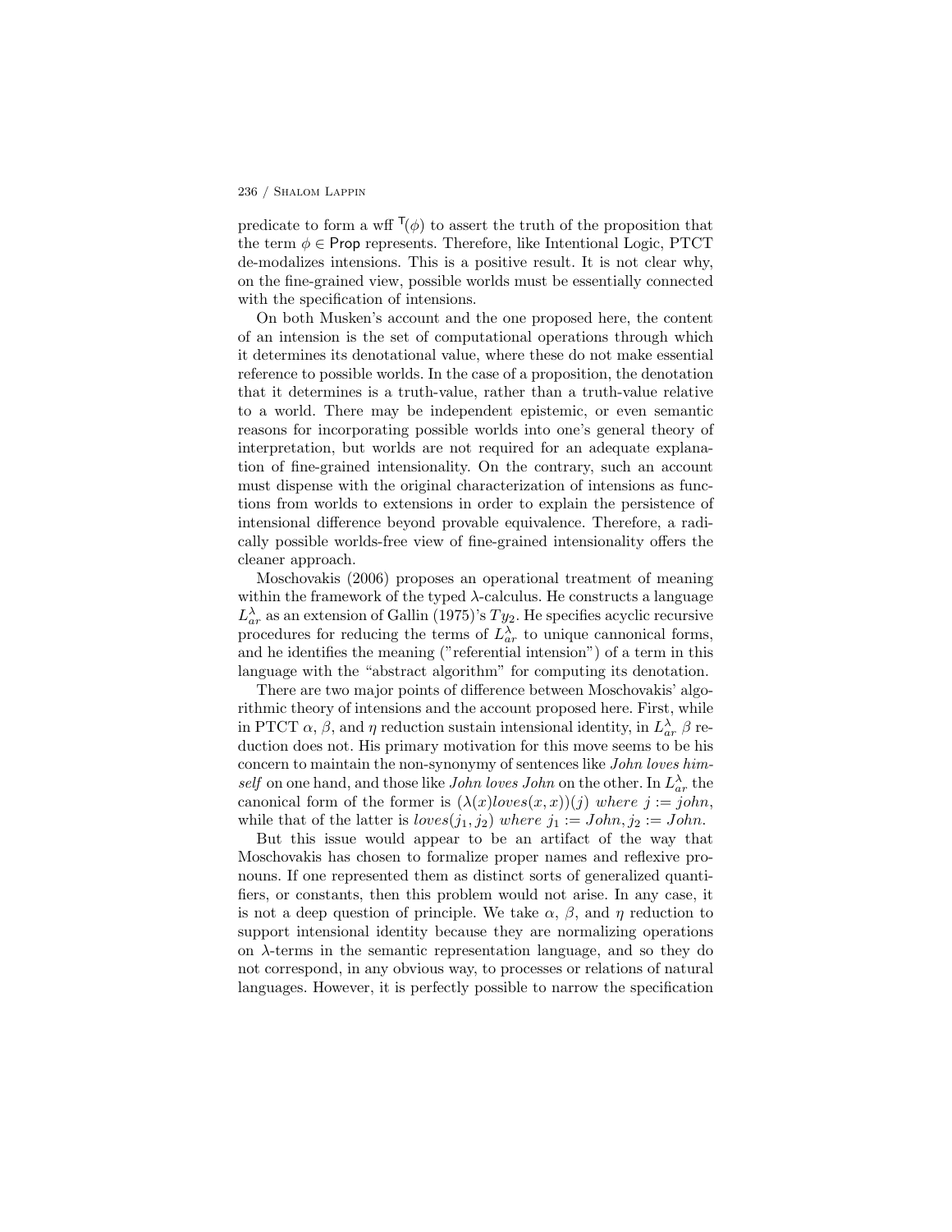predicate to form a wff $^{\mathsf{T}}(\phi)$ to assert the truth of the proposition that the term $\phi \in \mathsf{Prop}$ represents. Therefore, like Intentional Logic, PTCT de-modalizes intensions. This is a positive result. It is not clear why, on the fine-grained view, possible worlds must be essentially connected with the specification of intensions.

On both Musken's account and the one proposed here, the content of an intension is the set of computational operations through which it determines its denotational value, where these do not make essential reference to possible worlds. In the case of a proposition, the denotation that it determines is a truth-value, rather than a truth-value relative to a world. There may be independent epistemic, or even semantic reasons for incorporating possible worlds into one's general theory of interpretation, but worlds are not required for an adequate explanation of fine-grained intensionality. On the contrary, such an account must dispense with the original characterization of intensions as functions from worlds to extensions in order to explain the persistence of intensional difference beyond provable equivalence. Therefore, a radically possible worlds-free view of fine-grained intensionality offers the cleaner approach.

Moschovakis (2006) proposes an operational treatment of meaning within the framework of the typed $\lambda$-calculus. He constructs a language $L^{\lambda}_{ar}$ as an extension of Gallin (1975)'s $Ty_2$. He specifies acyclic recursive procedures for reducing the terms of $L^{\lambda}_{ar}$ to unique cannonical forms, and he identifies the meaning ("referential intension") of a term in this language with the "abstract algorithm" for computing its denotation.

There are two major points of difference between Moschovakis' algorithmic theory of intensions and the account proposed here. First, while in PTCT $\alpha$, $\beta$, and $\eta$ reduction sustain intensional identity, in $L^{\lambda}_{ar}$ $\beta$ reduction does not. His primary motivation for this move seems to be his concern to maintain the non-synonymy of sentences like *John loves himself* on one hand, and those like *John loves John* on the other. In $L^{\lambda}_{ar}$ the canonical form of the former is $(\lambda(x)loves(x,x))(j)\ where\ j := john$, while that of the latter is $loves(j_1, j_2)\ where\ j_1 := John, j_2 := John$.

But this issue would appear to be an artifact of the way that Moschovakis has chosen to formalize proper names and reflexive pronouns. If one represented them as distinct sorts of generalized quantifiers, or constants, then this problem would not arise. In any case, it is not a deep question of principle. We take $\alpha$, $\beta$, and $\eta$ reduction to support intensional identity because they are normalizing operations on $\lambda$-terms in the semantic representation language, and so they do not correspond, in any obvious way, to processes or relations of natural languages. However, it is perfectly possible to narrow the specification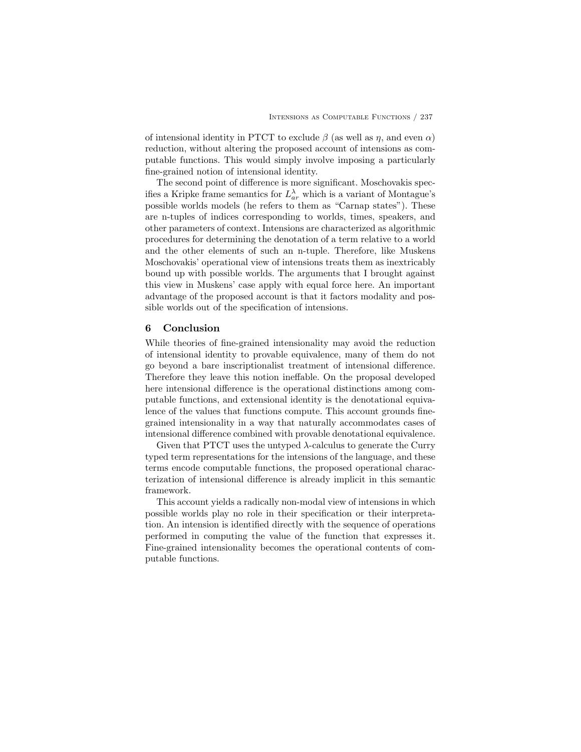of intensional identity in PTCT to exclude $\beta$ (as well as $\eta$, and even $\alpha$) reduction, without altering the proposed account of intensions as computable functions. This would simply involve imposing a particularly fine-grained notion of intensional identity.

The second point of difference is more significant. Moschovakis specifies a Kripke frame semantics for $L^{\lambda}_{ar}$ which is a variant of Montague's possible worlds models (he refers to them as "Carnap states"). These are n-tuples of indices corresponding to worlds, times, speakers, and other parameters of context. Intensions are characterized as algorithmic procedures for determining the denotation of a term relative to a world and the other elements of such an n-tuple. Therefore, like Muskens Moschovakis' operational view of intensions treats them as inextricably bound up with possible worlds. The arguments that I brought against this view in Muskens' case apply with equal force here. An important advantage of the proposed account is that it factors modality and possible worlds out of the specification of intensions.

## 6 Conclusion

While theories of fine-grained intensionality may avoid the reduction of intensional identity to provable equivalence, many of them do not go beyond a bare inscriptionalist treatment of intensional difference. Therefore they leave this notion ineffable. On the proposal developed here intensional difference is the operational distinctions among computable functions, and extensional identity is the denotational equivalence of the values that functions compute. This account grounds fine-grained intensionality in a way that naturally accommodates cases of intensional difference combined with provable denotational equivalence.

Given that PTCT uses the untyped $\lambda$-calculus to generate the Curry typed term representations for the intensions of the language, and these terms encode computable functions, the proposed operational characterization of intensional difference is already implicit in this semantic framework.

This account yields a radically non-modal view of intensions in which possible worlds play no role in their specification or their interpretation. An intension is identified directly with the sequence of operations performed in computing the value of the function that expresses it. Fine-grained intensionality becomes the operational contents of computable functions.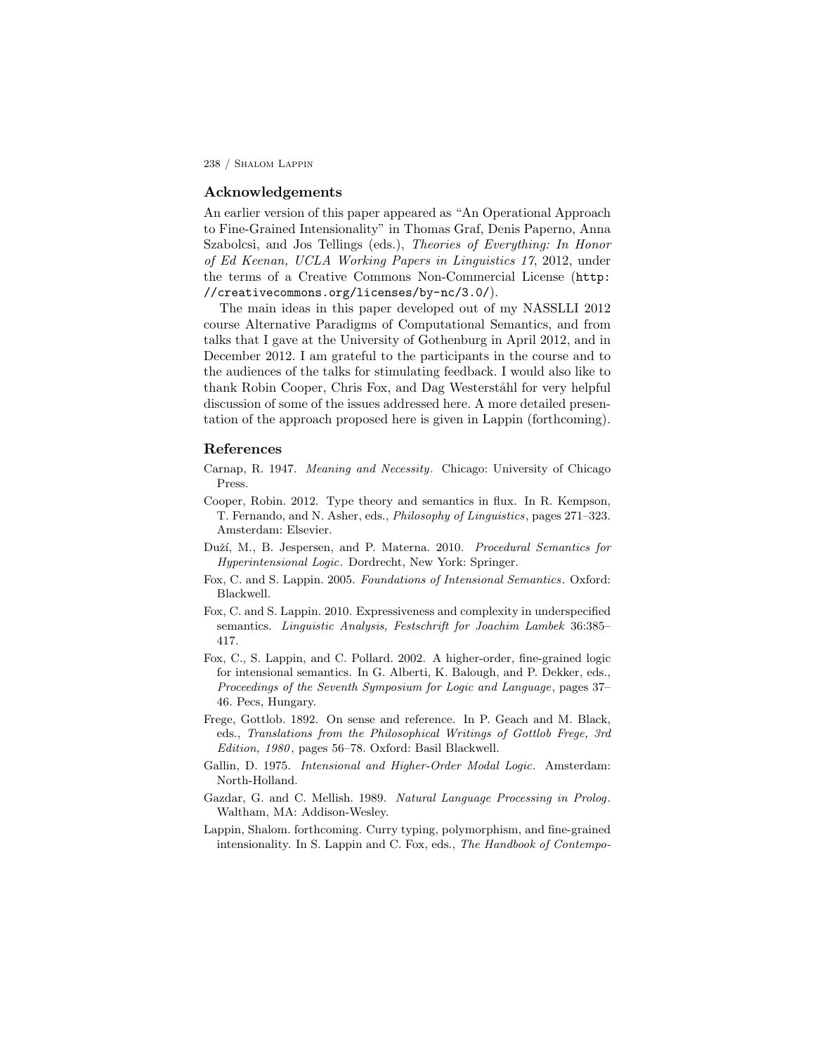## Acknowledgements

An earlier version of this paper appeared as "An Operational Approach to Fine-Grained Intensionality" in Thomas Graf, Denis Paperno, Anna Szabolcsi, and Jos Tellings (eds.), *Theories of Everything: In Honor of Ed Keenan, UCLA Working Papers in Linguistics 17*, 2012, under the terms of a Creative Commons Non-Commercial License (`http://creativecommons.org/licenses/by-nc/3.0/`).

The main ideas in this paper developed out of my NASSLLI 2012 course Alternative Paradigms of Computational Semantics, and from talks that I gave at the University of Gothenburg in April 2012, and in December 2012. I am grateful to the participants in the course and to the audiences of the talks for stimulating feedback. I would also like to thank Robin Cooper, Chris Fox, and Dag Westerståhl for very helpful discussion of some of the issues addressed here. A more detailed presentation of the approach proposed here is given in Lappin (forthcoming).

## References

Carnap, R. 1947. *Meaning and Necessity*. Chicago: University of Chicago Press.

Cooper, Robin. 2012. Type theory and semantics in flux. In R. Kempson, T. Fernando, and N. Asher, eds., *Philosophy of Linguistics*, pages 271–323. Amsterdam: Elsevier.

Duží, M., B. Jespersen, and P. Materna. 2010. *Procedural Semantics for Hyperintensional Logic*. Dordrecht, New York: Springer.

Fox, C. and S. Lappin. 2005. *Foundations of Intensional Semantics*. Oxford: Blackwell.

Fox, C. and S. Lappin. 2010. Expressiveness and complexity in underspecified semantics. *Linguistic Analysis, Festschrift for Joachim Lambek* 36:385–417.

Fox, C., S. Lappin, and C. Pollard. 2002. A higher-order, fine-grained logic for intensional semantics. In G. Alberti, K. Balough, and P. Dekker, eds., *Proceedings of the Seventh Symposium for Logic and Language*, pages 37–46. Pecs, Hungary.

Frege, Gottlob. 1892. On sense and reference. In P. Geach and M. Black, eds., *Translations from the Philosophical Writings of Gottlob Frege, 3rd Edition, 1980*, pages 56–78. Oxford: Basil Blackwell.

Gallin, D. 1975. *Intensional and Higher-Order Modal Logic*. Amsterdam: North-Holland.

Gazdar, G. and C. Mellish. 1989. *Natural Language Processing in Prolog*. Waltham, MA: Addison-Wesley.

Lappin, Shalom. forthcoming. Curry typing, polymorphism, and fine-grained intensionality. In S. Lappin and C. Fox, eds., *The Handbook of Contempo-*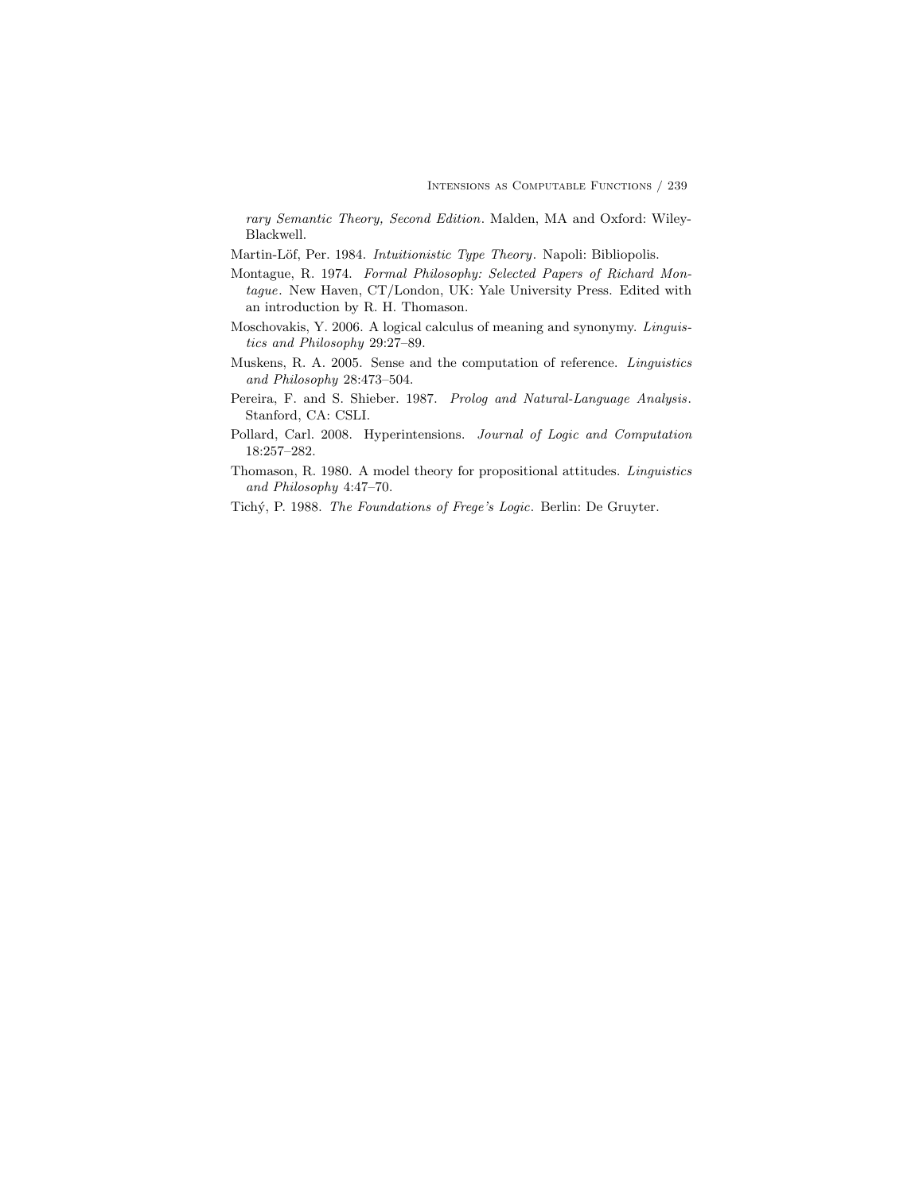*rary Semantic Theory, Second Edition*. Malden, MA and Oxford: Wiley-Blackwell.

Martin-Löf, Per. 1984. *Intuitionistic Type Theory*. Napoli: Bibliopolis.

Montague, R. 1974. *Formal Philosophy: Selected Papers of Richard Montague*. New Haven, CT/London, UK: Yale University Press. Edited with an introduction by R. H. Thomason.

Moschovakis, Y. 2006. A logical calculus of meaning and synonymy. *Linguistics and Philosophy* 29:27–89.

Muskens, R. A. 2005. Sense and the computation of reference. *Linguistics and Philosophy* 28:473–504.

Pereira, F. and S. Shieber. 1987. *Prolog and Natural-Language Analysis*. Stanford, CA: CSLI.

Pollard, Carl. 2008. Hyperintensions. *Journal of Logic and Computation* 18:257–282.

Thomason, R. 1980. A model theory for propositional attitudes. *Linguistics and Philosophy* 4:47–70.

Tichý, P. 1988. *The Foundations of Frege's Logic*. Berlin: De Gruyter.